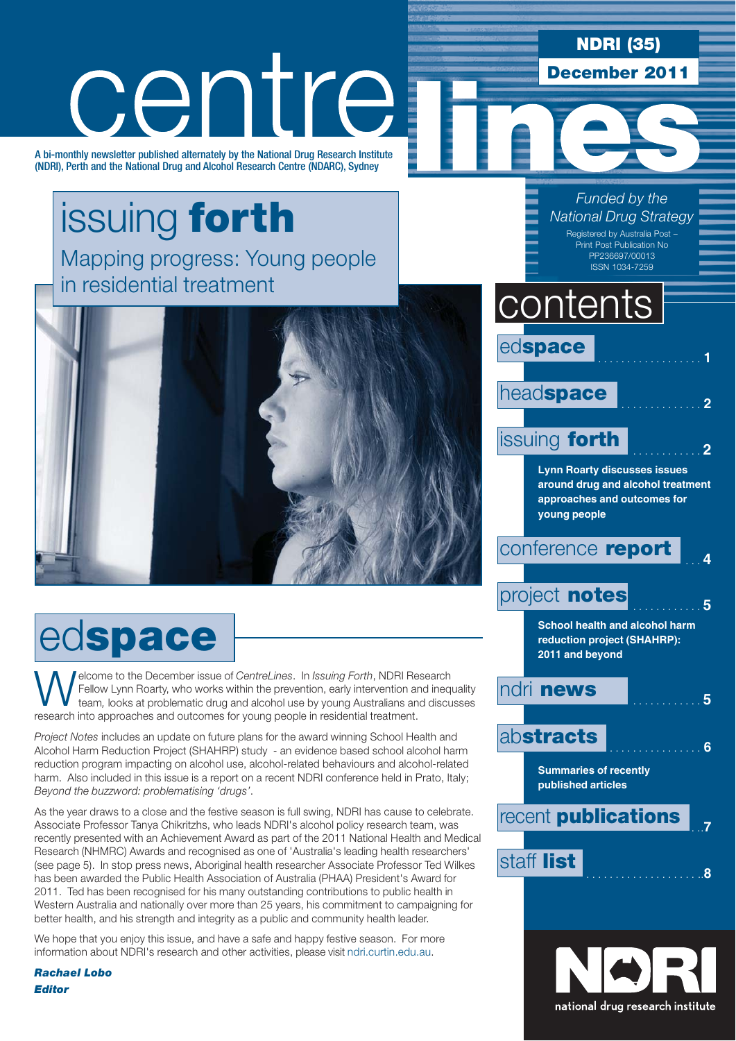# centrelines

**NDRI (35)**
**December 2011**

A bi-monthly newsletter published alternately by the National Drug Research Institute (NDRI), Perth and the National Drug and Alcohol Research Centre (NDARC), Sydney

*Funded by the National Drug Strategy*

Registered by Australia Post – Print Post Publication No PP236697/00013
ISSN 1034-7259

## issuing **forth**

Mapping progress: Young people in residential treatment

## contents

- ed**space** .................. 1
- head**space** .............. 2
- issuing **forth** ............ 2
  - **Lynn Roarty discusses issues around drug and alcohol treatment approaches and outcomes for young people**
- conference **report** ... 4
- project **notes** ............ 5
  - **School health and alcohol harm reduction project (SHAHRP): 2011 and beyond**
- ndri **news** ............ 5
- ab**stracts** ................ 6
  - **Summaries of recently published articles**
- recent **publications** ... 7
- staff **list** .................... 8

## ed**space**

Welcome to the December issue of *CentreLines*. In *Issuing Forth*, NDRI Research Fellow Lynn Roarty, who works within the prevention, early intervention and inequality team, looks at problematic drug and alcohol use by young Australians and discusses research into approaches and outcomes for young people in residential treatment.

*Project Notes* includes an update on future plans for the award winning School Health and Alcohol Harm Reduction Project (SHAHRP) study - an evidence based school alcohol harm reduction program impacting on alcohol use, alcohol-related behaviours and alcohol-related harm. Also included in this issue is a report on a recent NDRI conference held in Prato, Italy; *Beyond the buzzword: problematising 'drugs'*.

As the year draws to a close and the festive season is full swing, NDRI has cause to celebrate. Associate Professor Tanya Chikritzhs, who leads NDRI's alcohol policy research team, was recently presented with an Achievement Award as part of the 2011 National Health and Medical Research (NHMRC) Awards and recognised as one of 'Australia's leading health researchers' (see page 5). In stop press news, Aboriginal health researcher Associate Professor Ted Wilkes has been awarded the Public Health Association of Australia (PHAA) President's Award for 2011. Ted has been recognised for his many outstanding contributions to public health in Western Australia and nationally over more than 25 years, his commitment to campaigning for better health, and his strength and integrity as a public and community health leader.

We hope that you enjoy this issue, and have a safe and happy festive season. For more information about NDRI's research and other activities, please visit ndri.curtin.edu.au.

***Rachael Lobo***
***Editor***

NDRI national drug research institute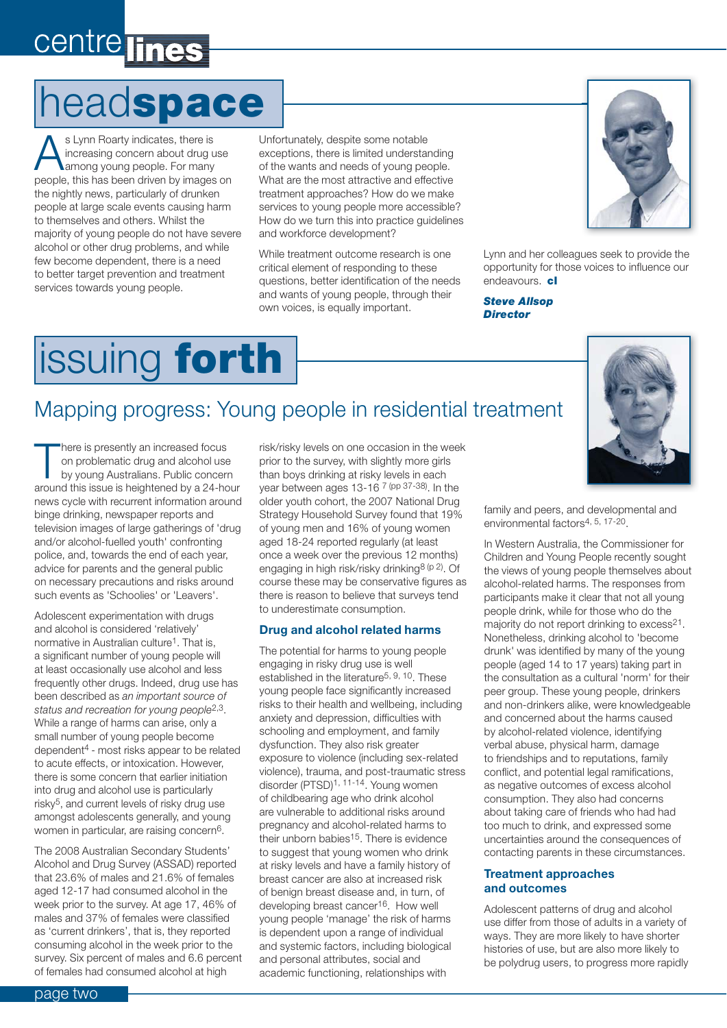# headspace

As Lynn Roarty indicates, there is increasing concern about drug use among young people. For many people, this has been driven by images on the nightly news, particularly of drunken people at large scale events causing harm to themselves and others. Whilst the majority of young people do not have severe alcohol or other drug problems, and while few become dependent, there is a need to better target prevention and treatment services towards young people.

Unfortunately, despite some notable exceptions, there is limited understanding of the wants and needs of young people. What are the most attractive and effective treatment approaches? How do we make services to young people more accessible? How do we turn this into practice guidelines and workforce development?

While treatment outcome research is one critical element of responding to these questions, better identification of the needs and wants of young people, through their own voices, is equally important.

Lynn and her colleagues seek to provide the opportunity for those voices to influence our endeavours. **cl**

***Steve Allsop***
***Director***

# issuing forth

## Mapping progress: Young people in residential treatment

There is presently an increased focus on problematic drug and alcohol use by young Australians. Public concern around this issue is heightened by a 24-hour news cycle with recurrent information around binge drinking, newspaper reports and television images of large gatherings of 'drug and/or alcohol-fuelled youth' confronting police, and, towards the end of each year, advice for parents and the general public on necessary precautions and risks around such events as 'Schoolies' or 'Leavers'.

Adolescent experimentation with drugs and alcohol is considered 'relatively' normative in Australian culture[1]. That is, a significant number of young people will at least occasionally use alcohol and less frequently other drugs. Indeed, drug use has been described as *an important source of status and recreation for young people*[2,3]. While a range of harms can arise, only a small number of young people become dependent[4] - most risks appear to be related to acute effects, or intoxication. However, there is some concern that earlier initiation into drug and alcohol use is particularly risky[5], and current levels of risky drug use amongst adolescents generally, and young women in particular, are raising concern[6].

The 2008 Australian Secondary Students' Alcohol and Drug Survey (ASSAD) reported that 23.6% of males and 21.6% of females aged 12-17 had consumed alcohol in the week prior to the survey. At age 17, 46% of males and 37% of females were classified as 'current drinkers', that is, they reported consuming alcohol in the week prior to the survey. Six percent of males and 6.6 percent of females had consumed alcohol at high risk/risky levels on one occasion in the week prior to the survey, with slightly more girls than boys drinking at risky levels in each year between ages 13-16 [7 (pp 37-38)]. In the older youth cohort, the 2007 National Drug Strategy Household Survey found that 19% of young men and 16% of young women aged 18-24 reported regularly (at least once a week over the previous 12 months) engaging in high risk/risky drinking[8 (p 2)]. Of course these may be conservative figures as there is reason to believe that surveys tend to underestimate consumption.

### Drug and alcohol related harms

The potential for harms to young people engaging in risky drug use is well established in the literature[5, 9, 10]. These young people face significantly increased risks to their health and wellbeing, including anxiety and depression, difficulties with schooling and employment, and family dysfunction. They also risk greater exposure to violence (including sex-related violence), trauma, and post-traumatic stress disorder (PTSD)[1, 11-14]. Young women of childbearing age who drink alcohol are vulnerable to additional risks around pregnancy and alcohol-related harms to their unborn babies[15]. There is evidence to suggest that young women who drink at risky levels and have a family history of breast cancer are also at increased risk of benign breast disease and, in turn, of developing breast cancer[16]. How well young people 'manage' the risk of harms is dependent upon a range of individual and systemic factors, including biological and personal attributes, social and academic functioning, relationships with family and peers, and developmental and environmental factors[4, 5, 17-20].

In Western Australia, the Commissioner for Children and Young People recently sought the views of young people themselves about alcohol-related harms. The responses from participants make it clear that not all young people drink, while for those who do the majority do not report drinking to excess[21]. Nonetheless, drinking alcohol to 'become drunk' was identified by many of the young people (aged 14 to 17 years) taking part in the consultation as a cultural 'norm' for their peer group. These young people, drinkers and non-drinkers alike, were knowledgeable and concerned about the harms caused by alcohol-related violence, identifying verbal abuse, physical harm, damage to friendships and to reputations, family conflict, and potential legal ramifications, as negative outcomes of excess alcohol consumption. They also had concerns about taking care of friends who had had too much to drink, and expressed some uncertainties around the consequences of contacting parents in these circumstances.

### Treatment approaches and outcomes

Adolescent patterns of drug and alcohol use differ from those of adults in a variety of ways. They are more likely to have shorter histories of use, but are also more likely to be polydrug users, to progress more rapidly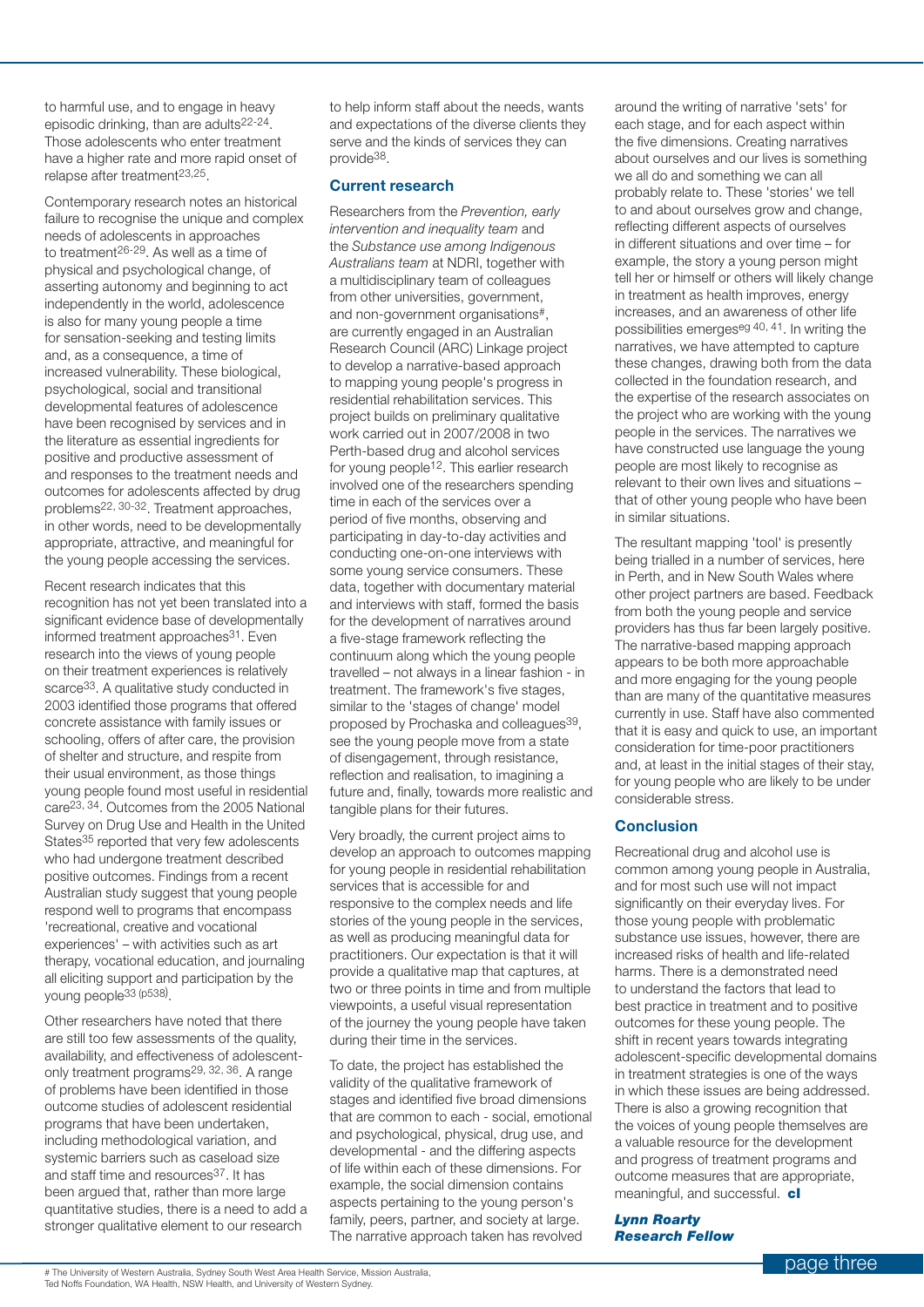to harmful use, and to engage in heavy episodic drinking, than are adults[22-24]. Those adolescents who enter treatment have a higher rate and more rapid onset of relapse after treatment[23,25].

Contemporary research notes an historical failure to recognise the unique and complex needs of adolescents in approaches to treatment[26-29]. As well as a time of physical and psychological change, of asserting autonomy and beginning to act independently in the world, adolescence is also for many young people a time for sensation-seeking and testing limits and, as a consequence, a time of increased vulnerability. These biological, psychological, social and transitional developmental features of adolescence have been recognised by services and in the literature as essential ingredients for positive and productive assessment of and responses to the treatment needs and outcomes for adolescents affected by drug problems[22, 30-32]. Treatment approaches, in other words, need to be developmentally appropriate, attractive, and meaningful for the young people accessing the services.

Recent research indicates that this recognition has not yet been translated into a significant evidence base of developmentally informed treatment approaches[31]. Even research into the views of young people on their treatment experiences is relatively scarce[33]. A qualitative study conducted in 2003 identified those programs that offered concrete assistance with family issues or schooling, offers of after care, the provision of shelter and structure, and respite from their usual environment, as those things young people found most useful in residential care[23, 34]. Outcomes from the 2005 National Survey on Drug Use and Health in the United States[35] reported that very few adolescents who had undergone treatment described positive outcomes. Findings from a recent Australian study suggest that young people respond well to programs that encompass 'recreational, creative and vocational experiences' – with activities such as art therapy, vocational education, and journaling all eliciting support and participation by the young people[33 (p538)].

Other researchers have noted that there are still too few assessments of the quality, availability, and effectiveness of adolescent-only treatment programs[29, 32, 36]. A range of problems have been identified in those outcome studies of adolescent residential programs that have been undertaken, including methodological variation, and systemic barriers such as caseload size and staff time and resources[37]. It has been argued that, rather than more large quantitative studies, there is a need to add a stronger qualitative element to our research to help inform staff about the needs, wants and expectations of the diverse clients they serve and the kinds of services they can provide[38].

## Current research

Researchers from the *Prevention, early intervention and inequality team* and the *Substance use among Indigenous Australians team* at NDRI, together with a multidisciplinary team of colleagues from other universities, government, and non-government organisations#, are currently engaged in an Australian Research Council (ARC) Linkage project to develop a narrative-based approach to mapping young people's progress in residential rehabilitation services. This project builds on preliminary qualitative work carried out in 2007/2008 in two Perth-based drug and alcohol services for young people[12]. This earlier research involved one of the researchers spending time in each of the services over a period of five months, observing and participating in day-to-day activities and conducting one-on-one interviews with some young service consumers. These data, together with documentary material and interviews with staff, formed the basis for the development of narratives around a five-stage framework reflecting the continuum along which the young people travelled – not always in a linear fashion - in treatment. The framework's five stages, similar to the 'stages of change' model proposed by Prochaska and colleagues[39], see the young people move from a state of disengagement, through resistance, reflection and realisation, to imagining a future and, finally, towards more realistic and tangible plans for their futures.

Very broadly, the current project aims to develop an approach to outcomes mapping for young people in residential rehabilitation services that is accessible for and responsive to the complex needs and life stories of the young people in the services, as well as producing meaningful data for practitioners. Our expectation is that it will provide a qualitative map that captures, at two or three points in time and from multiple viewpoints, a useful visual representation of the journey the young people have taken during their time in the services.

To date, the project has established the validity of the qualitative framework of stages and identified five broad dimensions that are common to each - social, emotional and psychological, physical, drug use, and developmental - and the differing aspects of life within each of these dimensions. For example, the social dimension contains aspects pertaining to the young person's family, peers, partner, and society at large. The narrative approach taken has revolved around the writing of narrative 'sets' for each stage, and for each aspect within the five dimensions. Creating narratives about ourselves and our lives is something we all do and something we can all probably relate to. These 'stories' we tell to and about ourselves grow and change, reflecting different aspects of ourselves in different situations and over time – for example, the story a young person might tell her or himself or others will likely change in treatment as health improves, energy increases, and an awareness of other life possibilities emerges[eg 40, 41]. In writing the narratives, we have attempted to capture these changes, drawing both from the data collected in the foundation research, and the expertise of the research associates on the project who are working with the young people in the services. The narratives we have constructed use language the young people are most likely to recognise as relevant to their own lives and situations – that of other young people who have been in similar situations.

The resultant mapping 'tool' is presently being trialled in a number of services, here in Perth, and in New South Wales where other project partners are based. Feedback from both the young people and service providers has thus far been largely positive. The narrative-based mapping approach appears to be both more approachable and more engaging for the young people than are many of the quantitative measures currently in use. Staff have also commented that it is easy and quick to use, an important consideration for time-poor practitioners and, at least in the initial stages of their stay, for young people who are likely to be under considerable stress.

## Conclusion

Recreational drug and alcohol use is common among young people in Australia, and for most such use will not impact significantly on their everyday lives. For those young people with problematic substance use issues, however, there are increased risks of health and life-related harms. There is a demonstrated need to understand the factors that lead to best practice in treatment and to positive outcomes for these young people. The shift in recent years towards integrating adolescent-specific developmental domains in treatment strategies is one of the ways in which these issues are being addressed. There is also a growing recognition that the voices of young people themselves are a valuable resource for the development and progress of treatment programs and outcome measures that are appropriate, meaningful, and successful. **cl**

***Lynn Roarty***
***Research Fellow***

# The University of Western Australia, Sydney South West Area Health Service, Mission Australia, Ted Noffs Foundation, WA Health, NSW Health, and University of Western Sydney.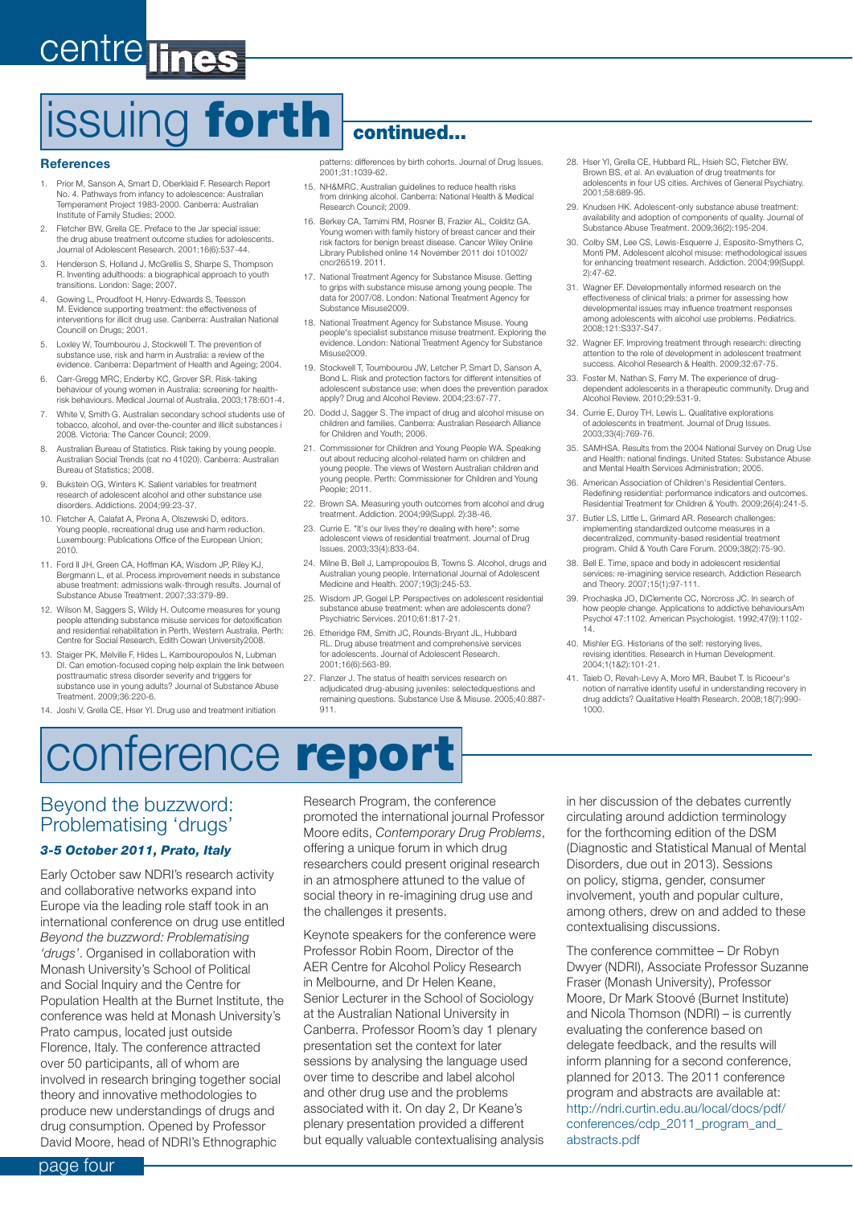# issuing forth continued...

### References

1. Prior M, Sanson A, Smart D, Oberklaid F. Research Report No. 4. Pathways from infancy to adolescence: Australian Temperament Project 1983-2000. Canberra: Australian Institute of Family Studies; 2000.
2. Fletcher BW, Grella CE. Preface to the Jar special issue: the drug abuse treatment outcome studies for adolescents. Journal of Adolescent Research. 2001;16(6):537-44.
3. Henderson S, Holland J, McGrellis S, Sharpe S, Thompson R. Inventing adulthoods: a biographical approach to youth transitions. London: Sage; 2007.
4. Gowing L, Proudfoot H, Henry-Edwards S, Teesson M. Evidence supporting treatment: the effectiveness of interventions for illicit drug use. Canberra: Australian National Council on Drugs; 2001.
5. Loxley W, Toumbourou J, Stockwell T. The prevention of substance use, risk and harm in Australia: a review of the evidence. Canberra: Department of Health and Ageing; 2004.
6. Carr-Gregg MRC, Enderby KC, Grover SR. Risk-taking behaviour of young women in Australia: screening for health-risk behaviours. Medical Journal of Australia. 2003;178:601-4.
7. White V, Smith G. Australian secondary school students use of tobacco, alcohol, and over-the-counter and illicit substances i 2008. Victoria: The Cancer Council; 2009.
8. Australian Bureau of Statistics. Risk taking by young people. Australian Social Trends (cat no 41020). Canberra: Australian Bureau of Statistics; 2008.
9. Bukstein OG, Winters K. Salient variables for treatment research of adolescent alcohol and other substance use disorders. Addictions. 2004;99:23-37.
10. Fletcher A, Calafat A, Pirona A, Olszewski D, editors. Young people, recreational drug use and harm reduction. Luxembourg: Publications Office of the European Union; 2010.
11. Ford II JH, Green CA, Hoffman KA, Wisdom JP, Riley KJ, Bergmann L, et al. Process improvement needs in substance abuse treatment: admissions walk-through results. Journal of Substance Abuse Treatment. 2007;33:379-89.
12. Wilson M, Saggers S, Wildy H. Outcome measures for young people attending substance misuse services for detoxification and residential rehabilitation in Perth, Western Australia. Perth: Centre for Social Research, Edith Cowan University2008.
13. Staiger PK, Melville F, Hides L, Kambouropoulos N, Lubman DI. Can emotion-focused coping help explain the link between posttraumatic stress disorder severity and triggers for substance use in young adults? Journal of Substance Abuse Treatment. 2009;36:220-6.
14. Joshi V, Grella CE, Hser YI. Drug use and treatment initiation patterns: differences by birth cohorts. Journal of Drug Issues. 2001;31:1039-62.
15. NH&MRC. Australian guidelines to reduce health risks from drinking alcohol. Canberra: National Health & Medical Research Council; 2009.
16. Berkey CA, Tamimi RM, Rosner B, Frazier AL, Colditz GA. Young women with family history of breast cancer and their risk factors for benign breast disease. Cancer Wiley Online Library Published online 14 November 2011 doi 101002/cncr26519. 2011.
17. National Treatment Agency for Substance Misuse. Getting to grips with substance misuse among young people. The data for 2007/08. London: National Treatment Agency for Substance Misuse2009.
18. National Treatment Agency for Substance Misuse. Young people's specialist substance misuse treatment. Exploring the evidence. London: National Treatment Agency for Substance Misuse2009.
19. Stockwell T, Toumbourou JW, Letcher P, Smart D, Sanson A, Bond L. Risk and protection factors for different intensities of adolescent substance use: when does the prevention paradox apply? Drug and Alcohol Review. 2004;23:67-77.
20. Dodd J, Sagger S. The impact of drug and alcohol misuse on children and families. Canberra: Australian Research Alliance for Children and Youth; 2006.
21. Commissioner for Children and Young People WA. Speaking out about reducing alcohol-related harm on children and young people. The views of Western Australian children and young people. Perth: Commissioner for Children and Young People; 2011.
22. Brown SA. Measuring youth outcomes from alcohol and drug treatment. Addiction. 2004;99(Suppl. 2):38-46.
23. Currie E. "It's our lives they're dealing with here": some adolescent views of residential treatment. Journal of Drug Issues. 2003;33(4):833-64.
24. Milne B, Bell J, Lampropoulos B, Towns S. Alcohol, drugs and Australian young people. International Journal of Adolescent Medicine and Health. 2007;19(3):245-53.
25. Wisdom JP, Gogel LP. Perspectives on adolescent residential substance abuse treatment: when are adolescents done? Psychiatric Services. 2010;61:817-21.
26. Etheridge RM, Smith JC, Rounds-Bryant JL, Hubbard RL. Drug abuse treatment and comprehensive services for adolescents. Journal of Adolescent Research. 2001;16(6):563-89.
27. Flanzer J. The status of health services research on adjudicated drug-abusing juveniles: selectedquestions and remaining questions. Substance Use & Misuse. 2005;40:887-911.
28. Hser YI, Grella CE, Hubbard RL, Hsieh SC, Fletcher BW, Brown BS, et al. An evaluation of drug treatments for adolescents in four US cities. Archives of General Psychiatry. 2001;58:689-95.
29. Knudsen HK. Adolescent-only substance abuse treatment: availability and adoption of components of quality. Journal of Substance Abuse Treatment. 2009;36(2):195-204.
30. Colby SM, Lee CS, Lewis-Esquerre J, Esposito-Smythers C, Monti PM. Adolescent alcohol misuse: methodological issues for enhancing treatment research. Addiction. 2004;99(Suppl. 2):47-62.
31. Wagner EF. Developmentally informed research on the effectiveness of clinical trials: a primer for assessing how developmental issues may influence treatment responses among adolescents with alcohol use problems. Pediatrics. 2008;121:S337-S47.
32. Wagner EF. Improving treatment through research: directing attention to the role of development in adolescent treatment success. Alcohol Research & Health. 2009;32:67-75.
33. Foster M, Nathan S, Ferry M. The experience of drug-dependent adolescents in a therapeutic community. Drug and Alcohol Review. 2010;29:531-9.
34. Currie E, Duroy TH, Lewis L. Qualitative explorations of adolescents in treatment. Journal of Drug Issues. 2003;33(4):769-76.
35. SAMHSA. Results from the 2004 National Survey on Drug Use and Health: national findings. United States: Substance Abuse and Mental Health Services Administration; 2005.
36. American Association of Children's Residential Centers. Redefining residential: performance indicators and outcomes. Residential Treatment for Children & Youth. 2009;26(4):241-5.
37. Butler LS, Little L, Grimard AR. Research challenges: implementing standardized outcome measures in a decentralized, community-based residential treatment program. Child & Youth Care Forum. 2009;38(2):75-90.
38. Bell E. Time, space and body in adolescent residential services: re-imagining service research. Addiction Research and Theory. 2007;15(1):97-111.
39. Prochaska JO, DiClemente CC, Norcross JC. In search of how people change. Applications to addictive behavioursAm Psychol 47:1102. American Psychologist. 1992;47(9):1102-14.
40. Mishler EG. Historians of the self: restorying lives, revising identities. Research in Human Development. 2004;1(1&2):101-21.
41. Taieb O, Revah-Levy A, Moro MR, Baubet T. Is Ricoeur's notion of narrative identity useful in understanding recovery in drug addicts? Qualitative Health Research. 2008;18(7):990-1000.

# conference report

## Beyond the buzzword: Problematising 'drugs'

***3-5 October 2011, Prato, Italy***

Early October saw NDRI's research activity and collaborative networks expand into Europe via the leading role staff took in an international conference on drug use entitled *Beyond the buzzword: Problematising 'drugs'*. Organised in collaboration with Monash University's School of Political and Social Inquiry and the Centre for Population Health at the Burnet Institute, the conference was held at Monash University's Prato campus, located just outside Florence, Italy. The conference attracted over 50 participants, all of whom are involved in research bringing together social theory and innovative methodologies to produce new understandings of drugs and drug consumption. Opened by Professor David Moore, head of NDRI's Ethnographic Research Program, the conference promoted the international journal Professor Moore edits, *Contemporary Drug Problems*, offering a unique forum in which drug researchers could present original research in an atmosphere attuned to the value of social theory in re-imagining drug use and the challenges it presents.

Keynote speakers for the conference were Professor Robin Room, Director of the AER Centre for Alcohol Policy Research in Melbourne, and Dr Helen Keane, Senior Lecturer in the School of Sociology at the Australian National University in Canberra. Professor Room's day 1 plenary presentation set the context for later sessions by analysing the language used over time to describe and label alcohol and other drug use and the problems associated with it. On day 2, Dr Keane's plenary presentation provided a different but equally valuable contextualising analysis in her discussion of the debates currently circulating around addiction terminology for the forthcoming edition of the DSM (Diagnostic and Statistical Manual of Mental Disorders, due out in 2013). Sessions on policy, stigma, gender, consumer involvement, youth and popular culture, among others, drew on and added to these contextualising discussions.

The conference committee – Dr Robyn Dwyer (NDRI), Associate Professor Suzanne Fraser (Monash University), Professor Moore, Dr Mark Stoové (Burnet Institute) and Nicola Thomson (NDRI) – is currently evaluating the conference based on delegate feedback, and the results will inform planning for a second conference, planned for 2013. The 2011 conference program and abstracts are available at: http://ndri.curtin.edu.au/local/docs/pdf/conferences/cdp_2011_program_and_abstracts.pdf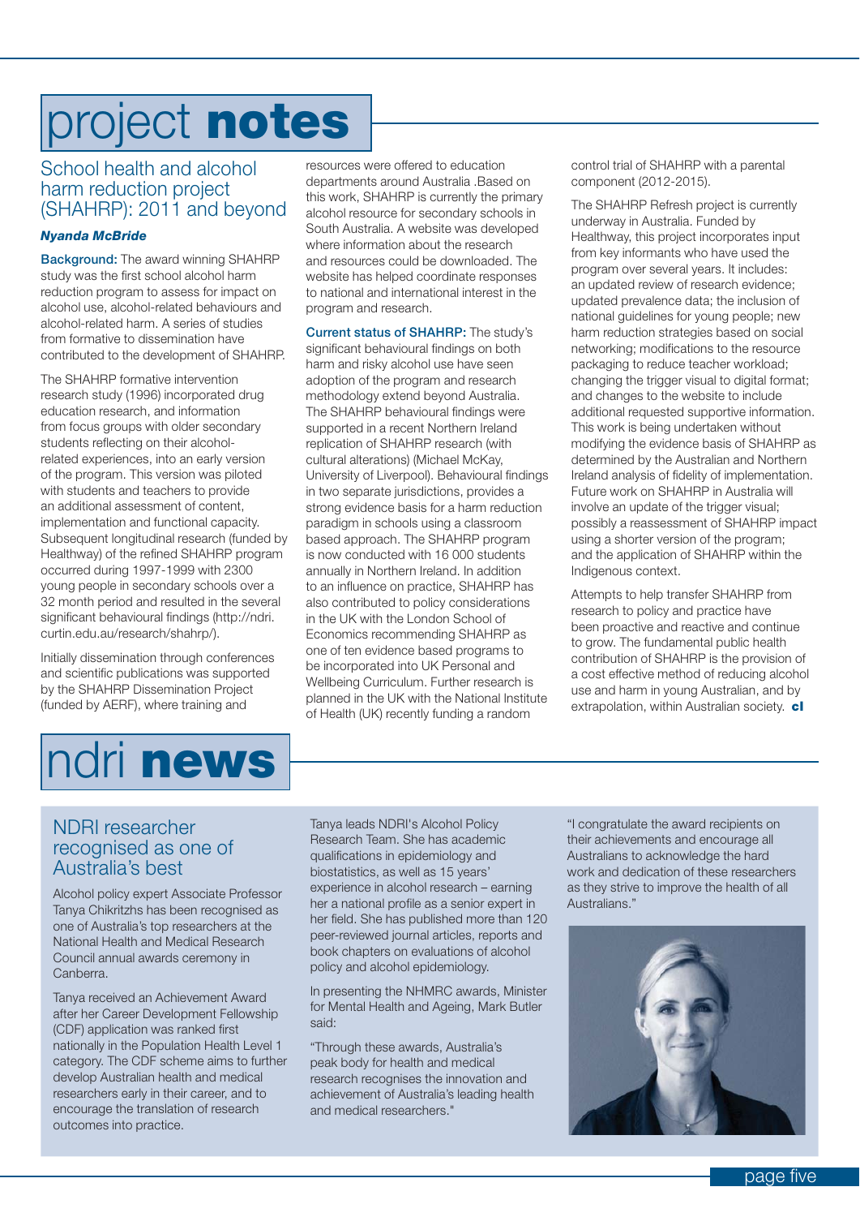# project **notes**

## School health and alcohol harm reduction project (SHAHRP): 2011 and beyond

***Nyanda McBride***

**Background:** The award winning SHAHRP study was the first school alcohol harm reduction program to assess for impact on alcohol use, alcohol-related behaviours and alcohol-related harm. A series of studies from formative to dissemination have contributed to the development of SHAHRP.

The SHAHRP formative intervention research study (1996) incorporated drug education research, and information from focus groups with older secondary students reflecting on their alcohol-related experiences, into an early version of the program. This version was piloted with students and teachers to provide an additional assessment of content, implementation and functional capacity. Subsequent longitudinal research (funded by Healthway) of the refined SHAHRP program occurred during 1997-1999 with 2300 young people in secondary schools over a 32 month period and resulted in the several significant behavioural findings (http://ndri.curtin.edu.au/research/shahrp/).

Initially dissemination through conferences and scientific publications was supported by the SHAHRP Dissemination Project (funded by AERF), where training and resources were offered to education departments around Australia .Based on this work, SHAHRP is currently the primary alcohol resource for secondary schools in South Australia. A website was developed where information about the research and resources could be downloaded. The website has helped coordinate responses to national and international interest in the program and research.

**Current status of SHAHRP:** The study's significant behavioural findings on both harm and risky alcohol use have seen adoption of the program and research methodology extend beyond Australia. The SHAHRP behavioural findings were supported in a recent Northern Ireland replication of SHAHRP research (with cultural alterations) (Michael McKay, University of Liverpool). Behavioural findings in two separate jurisdictions, provides a strong evidence basis for a harm reduction paradigm in schools using a classroom based approach. The SHAHRP program is now conducted with 16 000 students annually in Northern Ireland. In addition to an influence on practice, SHAHRP has also contributed to policy considerations in the UK with the London School of Economics recommending SHAHRP as one of ten evidence based programs to be incorporated into UK Personal and Wellbeing Curriculum. Further research is planned in the UK with the National Institute of Health (UK) recently funding a random control trial of SHAHRP with a parental component (2012-2015).

The SHAHRP Refresh project is currently underway in Australia. Funded by Healthway, this project incorporates input from key informants who have used the program over several years. It includes: an updated review of research evidence; updated prevalence data; the inclusion of national guidelines for young people; new harm reduction strategies based on social networking; modifications to the resource packaging to reduce teacher workload; changing the trigger visual to digital format; and changes to the website to include additional requested supportive information. This work is being undertaken without modifying the evidence basis of SHAHRP as determined by the Australian and Northern Ireland analysis of fidelity of implementation. Future work on SHAHRP in Australia will involve an update of the trigger visual; possibly a reassessment of SHAHRP impact using a shorter version of the program; and the application of SHAHRP within the Indigenous context.

Attempts to help transfer SHAHRP from research to policy and practice have been proactive and reactive and continue to grow. The fundamental public health contribution of SHAHRP is the provision of a cost effective method of reducing alcohol use and harm in young Australian, and by extrapolation, within Australian society. **cl**

# ndri **news**

## NDRI researcher recognised as one of Australia's best

Alcohol policy expert Associate Professor Tanya Chikritzhs has been recognised as one of Australia's top researchers at the National Health and Medical Research Council annual awards ceremony in Canberra.

Tanya received an Achievement Award after her Career Development Fellowship (CDF) application was ranked first nationally in the Population Health Level 1 category. The CDF scheme aims to further develop Australian health and medical researchers early in their career, and to encourage the translation of research outcomes into practice.

Tanya leads NDRI's Alcohol Policy Research Team. She has academic qualifications in epidemiology and biostatistics, as well as 15 years' experience in alcohol research – earning her a national profile as a senior expert in her field. She has published more than 120 peer-reviewed journal articles, reports and book chapters on evaluations of alcohol policy and alcohol epidemiology.

In presenting the NHMRC awards, Minister for Mental Health and Ageing, Mark Butler said:

"Through these awards, Australia's peak body for health and medical research recognises the innovation and achievement of Australia's leading health and medical researchers."

"I congratulate the award recipients on their achievements and encourage all Australians to acknowledge the hard work and dedication of these researchers as they strive to improve the health of all Australians."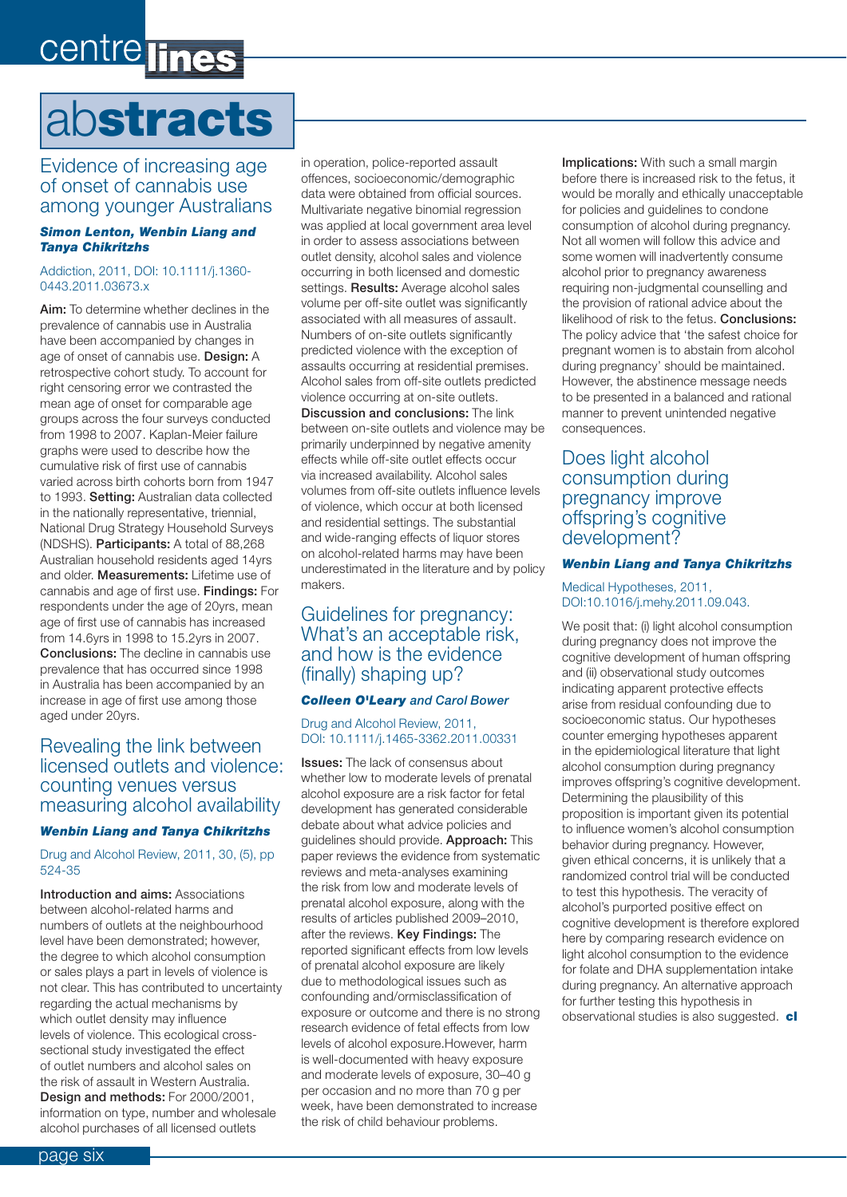# abstracts

## Evidence of increasing age of onset of cannabis use among younger Australians

***Simon Lenton, Wenbin Liang and Tanya Chikritzhs***

Addiction, 2011, DOI: 10.1111/j.1360-0443.2011.03673.x

**Aim:** To determine whether declines in the prevalence of cannabis use in Australia have been accompanied by changes in age of onset of cannabis use. **Design:** A retrospective cohort study. To account for right censoring error we contrasted the mean age of onset for comparable age groups across the four surveys conducted from 1998 to 2007. Kaplan-Meier failure graphs were used to describe how the cumulative risk of first use of cannabis varied across birth cohorts born from 1947 to 1993. **Setting:** Australian data collected in the nationally representative, triennial, National Drug Strategy Household Surveys (NDSHS). **Participants:** A total of 88,268 Australian household residents aged 14yrs and older. **Measurements:** Lifetime use of cannabis and age of first use. **Findings:** For respondents under the age of 20yrs, mean age of first use of cannabis has increased from 14.6yrs in 1998 to 15.2yrs in 2007. **Conclusions:** The decline in cannabis use prevalence that has occurred since 1998 in Australia has been accompanied by an increase in age of first use among those aged under 20yrs.

## Revealing the link between licensed outlets and violence: counting venues versus measuring alcohol availability

***Wenbin Liang and Tanya Chikritzhs***

Drug and Alcohol Review, 2011, 30, (5), pp 524-35

**Introduction and aims:** Associations between alcohol-related harms and numbers of outlets at the neighbourhood level have been demonstrated; however, the degree to which alcohol consumption or sales plays a part in levels of violence is not clear. This has contributed to uncertainty regarding the actual mechanisms by which outlet density may influence levels of violence. This ecological cross-sectional study investigated the effect of outlet numbers and alcohol sales on the risk of assault in Western Australia. **Design and methods:** For 2000/2001, information on type, number and wholesale alcohol purchases of all licensed outlets in operation, police-reported assault offences, socioeconomic/demographic data were obtained from official sources. Multivariate negative binomial regression was applied at local government area level in order to assess associations between outlet density, alcohol sales and violence occurring in both licensed and domestic settings. **Results:** Average alcohol sales volume per off-site outlet was significantly associated with all measures of assault. Numbers of on-site outlets significantly predicted violence with the exception of assaults occurring at residential premises. Alcohol sales from off-site outlets predicted violence occurring at on-site outlets. **Discussion and conclusions:** The link between on-site outlets and violence may be primarily underpinned by negative amenity effects while off-site outlet effects occur via increased availability. Alcohol sales volumes from off-site outlets influence levels of violence, which occur at both licensed and residential settings. The substantial and wide-ranging effects of liquor stores on alcohol-related harms may have been underestimated in the literature and by policy makers.

## Guidelines for pregnancy: What's an acceptable risk, and how is the evidence (finally) shaping up?

***Colleen O'Leary** and Carol Bower*

Drug and Alcohol Review, 2011, DOI: 10.1111/j.1465-3362.2011.00331

**Issues:** The lack of consensus about whether low to moderate levels of prenatal alcohol exposure are a risk factor for fetal development has generated considerable debate about what advice policies and guidelines should provide. **Approach:** This paper reviews the evidence from systematic reviews and meta-analyses examining the risk from low and moderate levels of prenatal alcohol exposure, along with the results of articles published 2009–2010, after the reviews. **Key Findings:** The reported significant effects from low levels of prenatal alcohol exposure are likely due to methodological issues such as confounding and/ormisclassification of exposure or outcome and there is no strong research evidence of fetal effects from low levels of alcohol exposure.However, harm is well-documented with heavy exposure and moderate levels of exposure, 30–40 g per occasion and no more than 70 g per week, have been demonstrated to increase the risk of child behaviour problems. **Implications:** With such a small margin before there is increased risk to the fetus, it would be morally and ethically unacceptable for policies and guidelines to condone consumption of alcohol during pregnancy. Not all women will follow this advice and some women will inadvertently consume alcohol prior to pregnancy awareness requiring non-judgmental counselling and the provision of rational advice about the likelihood of risk to the fetus. **Conclusions:** The policy advice that 'the safest choice for pregnant women is to abstain from alcohol during pregnancy' should be maintained. However, the abstinence message needs to be presented in a balanced and rational manner to prevent unintended negative consequences.

## Does light alcohol consumption during pregnancy improve offspring's cognitive development?

***Wenbin Liang and Tanya Chikritzhs***

Medical Hypotheses, 2011, DOI:10.1016/j.mehy.2011.09.043.

We posit that: (i) light alcohol consumption during pregnancy does not improve the cognitive development of human offspring and (ii) observational study outcomes indicating apparent protective effects arise from residual confounding due to socioeconomic status. Our hypotheses counter emerging hypotheses apparent in the epidemiological literature that light alcohol consumption during pregnancy improves offspring's cognitive development. Determining the plausibility of this proposition is important given its potential to influence women's alcohol consumption behavior during pregnancy. However, given ethical concerns, it is unlikely that a randomized control trial will be conducted to test this hypothesis. The veracity of alcohol's purported positive effect on cognitive development is therefore explored here by comparing research evidence on light alcohol consumption to the evidence for folate and DHA supplementation intake during pregnancy. An alternative approach for further testing this hypothesis in observational studies is also suggested. **cl**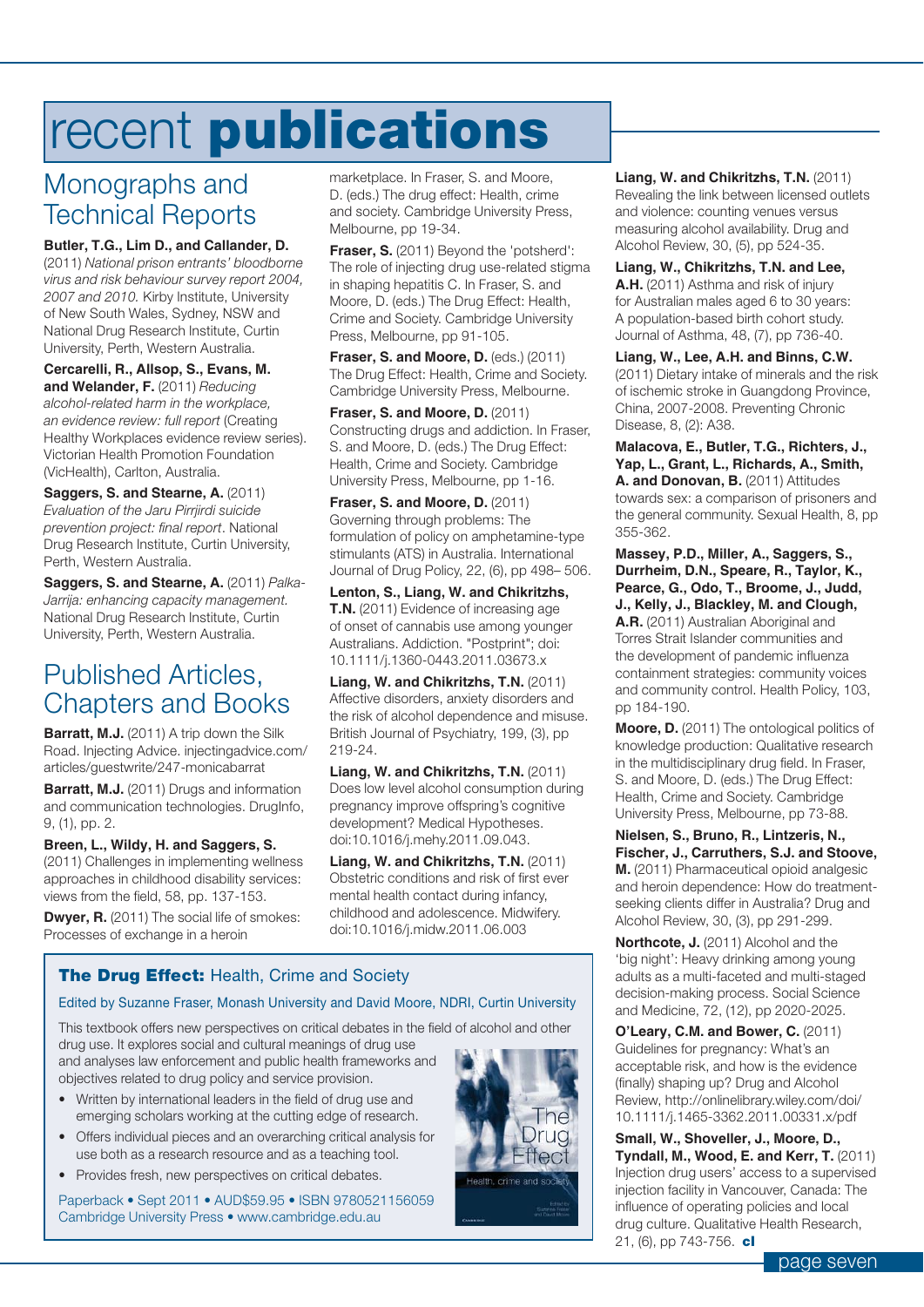# recent **publications**

## Monographs and Technical Reports

**Butler, T.G., Lim D., and Callander, D.** (2011) *National prison entrants' bloodborne virus and risk behaviour survey report 2004, 2007 and 2010.* Kirby Institute, University of New South Wales, Sydney, NSW and National Drug Research Institute, Curtin University, Perth, Western Australia.

**Cercarelli, R., Allsop, S., Evans, M. and Welander, F.** (2011) *Reducing alcohol-related harm in the workplace, an evidence review: full report* (Creating Healthy Workplaces evidence review series). Victorian Health Promotion Foundation (VicHealth), Carlton, Australia.

**Saggers, S. and Stearne, A.** (2011) *Evaluation of the Jaru Pirrjirdi suicide prevention project: final report*. National Drug Research Institute, Curtin University, Perth, Western Australia.

**Saggers, S. and Stearne, A.** (2011) *Palka-Jarrija: enhancing capacity management.* National Drug Research Institute, Curtin University, Perth, Western Australia.

## Published Articles, Chapters and Books

**Barratt, M.J.** (2011) A trip down the Silk Road. Injecting Advice. injectingadvice.com/articles/guestwrite/247-monicabarrat

**Barratt, M.J.** (2011) Drugs and information and communication technologies. DrugInfo, 9, (1), pp. 2.

**Breen, L., Wildy, H. and Saggers, S.** (2011) Challenges in implementing wellness approaches in childhood disability services: views from the field, 58, pp. 137-153.

**Dwyer, R.** (2011) The social life of smokes: Processes of exchange in a heroin marketplace. In Fraser, S. and Moore, D. (eds.) The drug effect: Health, crime and society. Cambridge University Press, Melbourne, pp 19-34.

**Fraser, S.** (2011) Beyond the 'potsherd': The role of injecting drug use-related stigma in shaping hepatitis C. In Fraser, S. and Moore, D. (eds.) The Drug Effect: Health, Crime and Society. Cambridge University Press, Melbourne, pp 91-105.

**Fraser, S. and Moore, D.** (eds.) (2011) The Drug Effect: Health, Crime and Society. Cambridge University Press, Melbourne.

**Fraser, S. and Moore, D.** (2011) Constructing drugs and addiction. In Fraser, S. and Moore, D. (eds.) The Drug Effect: Health, Crime and Society. Cambridge University Press, Melbourne, pp 1-16.

**Fraser, S. and Moore, D.** (2011) Governing through problems: The formulation of policy on amphetamine-type stimulants (ATS) in Australia. International Journal of Drug Policy, 22, (6), pp 498– 506.

**Lenton, S., Liang, W. and Chikritzhs, T.N.** (2011) Evidence of increasing age of onset of cannabis use among younger Australians. Addiction. "Postprint"; doi: 10.1111/j.1360-0443.2011.03673.x

**Liang, W. and Chikritzhs, T.N.** (2011) Affective disorders, anxiety disorders and the risk of alcohol dependence and misuse. British Journal of Psychiatry, 199, (3), pp 219-24.

**Liang, W. and Chikritzhs, T.N.** (2011) Does low level alcohol consumption during pregnancy improve offspring's cognitive development? Medical Hypotheses. doi:10.1016/j.mehy.2011.09.043.

**Liang, W. and Chikritzhs, T.N.** (2011) Obstetric conditions and risk of first ever mental health contact during infancy, childhood and adolescence. Midwifery. doi:10.1016/j.midw.2011.06.003

**Liang, W. and Chikritzhs, T.N.** (2011) Revealing the link between licensed outlets and violence: counting venues versus measuring alcohol availability. Drug and Alcohol Review, 30, (5), pp 524-35.

**Liang, W., Chikritzhs, T.N. and Lee, A.H.** (2011) Asthma and risk of injury for Australian males aged 6 to 30 years: A population-based birth cohort study. Journal of Asthma, 48, (7), pp 736-40.

**Liang, W., Lee, A.H. and Binns, C.W.** (2011) Dietary intake of minerals and the risk of ischemic stroke in Guangdong Province, China, 2007-2008. Preventing Chronic Disease, 8, (2): A38.

**Malacova, E., Butler, T.G., Richters, J., Yap, L., Grant, L., Richards, A., Smith, A. and Donovan, B.** (2011) Attitudes towards sex: a comparison of prisoners and the general community. Sexual Health, 8, pp 355-362.

**Massey, P.D., Miller, A., Saggers, S., Durrheim, D.N., Speare, R., Taylor, K., Pearce, G., Odo, T., Broome, J., Judd, J., Kelly, J., Blackley, M. and Clough, A.R.** (2011) Australian Aboriginal and Torres Strait Islander communities and the development of pandemic influenza containment strategies: community voices and community control. Health Policy, 103, pp 184-190.

**Moore, D.** (2011) The ontological politics of knowledge production: Qualitative research in the multidisciplinary drug field. In Fraser, S. and Moore, D. (eds.) The Drug Effect: Health, Crime and Society. Cambridge University Press, Melbourne, pp 73-88.

**Nielsen, S., Bruno, R., Lintzeris, N., Fischer, J., Carruthers, S.J. and Stoove, M.** (2011) Pharmaceutical opioid analgesic and heroin dependence: How do treatment-seeking clients differ in Australia? Drug and Alcohol Review, 30, (3), pp 291-299.

**Northcote, J.** (2011) Alcohol and the 'big night': Heavy drinking among young adults as a multi-faceted and multi-staged decision-making process. Social Science and Medicine, 72, (12), pp 2020-2025.

**O'Leary, C.M. and Bower, C.** (2011) Guidelines for pregnancy: What's an acceptable risk, and how is the evidence (finally) shaping up? Drug and Alcohol Review, http://onlinelibrary.wiley.com/doi/10.1111/j.1465-3362.2011.00331.x/pdf

**Small, W., Shoveller, J., Moore, D., Tyndall, M., Wood, E. and Kerr, T.** (2011) Injection drug users' access to a supervised injection facility in Vancouver, Canada: The influence of operating policies and local drug culture. Qualitative Health Research, 21, (6), pp 743-756. **cl**

### **The Drug Effect:** Health, Crime and Society

Edited by Suzanne Fraser, Monash University and David Moore, NDRI, Curtin University

This textbook offers new perspectives on critical debates in the field of alcohol and other drug use. It explores social and cultural meanings of drug use and analyses law enforcement and public health frameworks and objectives related to drug policy and service provision.

- Written by international leaders in the field of drug use and emerging scholars working at the cutting edge of research.
- Offers individual pieces and an overarching critical analysis for use both as a research resource and as a teaching tool.
- Provides fresh, new perspectives on critical debates.

Paperback • Sept 2011 • AUD$59.95 • ISBN 9780521156059
Cambridge University Press • www.cambridge.edu.au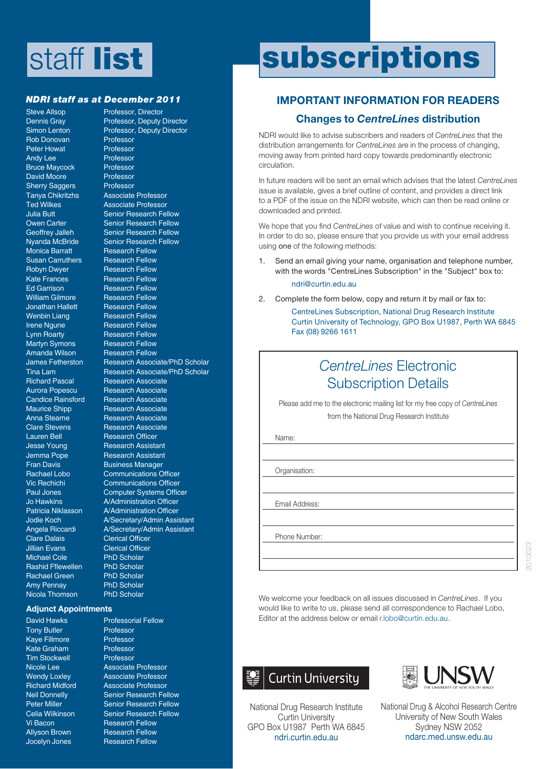# staff list

### NDRI staff as at December 2011

| | |
|---|---|
| Steve Allsop | Professor, Director |
| Dennis Gray | Professor, Deputy Director |
| Simon Lenton | Professor, Deputy Director |
| Rob Donovan | Professor |
| Peter Howat | Professor |
| Andy Lee | Professor |
| Bruce Maycock | Professor |
| David Moore | Professor |
| Sherry Saggers | Professor |
| Tanya Chikritzhs | Associate Professor |
| Ted Wilkes | Associate Professor |
| Julia Butt | Senior Research Fellow |
| Owen Carter | Senior Research Fellow |
| Geoffrey Jalleh | Senior Research Fellow |
| Nyanda McBride | Senior Research Fellow |
| Monica Barratt | Research Fellow |
| Susan Carruthers | Research Fellow |
| Robyn Dwyer | Research Fellow |
| Kate Frances | Research Fellow |
| Ed Garrison | Research Fellow |
| William Gilmore | Research Fellow |
| Jonathan Hallett | Research Fellow |
| Wenbin Liang | Research Fellow |
| Irene Ngune | Research Fellow |
| Lynn Roarty | Research Fellow |
| Martyn Symons | Research Fellow |
| Amanda Wilson | Research Fellow |
| James Fetherston | Research Associate/PhD Scholar |
| Tina Lam | Research Associate/PhD Scholar |
| Richard Pascal | Research Associate |
| Aurora Popescu | Research Associate |
| Candice Rainsford | Research Associate |
| Maurice Shipp | Research Associate |
| Anna Stearne | Research Associate |
| Clare Stevens | Research Associate |
| Lauren Bell | Research Officer |
| Jesse Young | Research Assistant |
| Jemma Pope | Research Assistant |
| Fran Davis | Business Manager |
| Rachael Lobo | Communications Officer |
| Vic Rechichi | Communications Officer |
| Paul Jones | Computer Systems Officer |
| Jo Hawkins | A/Administration Officer |
| Patricia Niklasson | A/Administration Officer |
| Jodie Koch | A/Secretary/Admin Assistant |
| Angela Riccardi | A/Secretary/Admin Assistant |
| Clare Dalais | Clerical Officer |
| Jillian Evans | Clerical Officer |
| Michael Cole | PhD Scholar |
| Rashid Fflewellen | PhD Scholar |
| Rachael Green | PhD Scholar |
| Amy Pennay | PhD Scholar |
| Nicola Thomson | PhD Scholar |

### Adjunct Appointments

| | |
|---|---|
| David Hawks | Professorial Fellow |
| Tony Butler | Professor |
| Kaye Fillmore | Professor |
| Kate Graham | Professor |
| Tim Stockwell | Professor |
| Nicole Lee | Associate Professor |
| Wendy Loxley | Associate Professor |
| Richard Midford | Associate Professor |
| Neil Donnelly | Senior Research Fellow |
| Peter Miller | Senior Research Fellow |
| Celia Wilkinson | Senior Research Fellow |
| Vi Bacon | Research Fellow |
| Allyson Brown | Research Fellow |
| Jocelyn Jones | Research Fellow |

# subscriptions

## IMPORTANT INFORMATION FOR READERS

### Changes to *CentreLines* distribution

NDRI would like to advise subscribers and readers of *CentreLines* that the distribution arrangements for *CentreLines* are in the process of changing, moving away from printed hard copy towards predominantly electronic circulation.

In future readers will be sent an email which advises that the latest *CentreLines* issue is available, gives a brief outline of content, and provides a direct link to a PDF of the issue on the NDRI website, which can then be read online or downloaded and printed.

We hope that you find *CentreLines* of value and wish to continue receiving it. In order to do so, please ensure that you provide us with your email address using one of the following methods:

1. Send an email giving your name, organisation and telephone number, with the words "CentreLines Subscription" in the "Subject" box to:

   ndri@curtin.edu.au

2. Complete the form below, copy and return it by mail or fax to:

   CentreLines Subscription, National Drug Research Institute
   Curtin University of Technology, GPO Box U1987, Perth WA 6845
   Fax (08) 9266 1611

## *CentreLines* Electronic Subscription Details

Please add me to the electronic mailing list for my free copy of *CentreLines* from the National Drug Research Institute

Name:

Organisation:

Email Address:

Phone Number:

2010023

We welcome your feedback on all issues discussed in *CentreLines*. If you would like to write to us, please send all correspondence to Rachael Lobo, Editor at the address below or email r.lobo@curtin.edu.au.

Curtin University

National Drug Research Institute
Curtin University
GPO Box U1987 Perth WA 6845
ndri.curtin.edu.au

UNSW THE UNIVERSITY OF NEW SOUTH WALES

National Drug & Alcohol Research Centre
University of New South Wales
Sydney NSW 2052
ndarc.med.unsw.edu.au